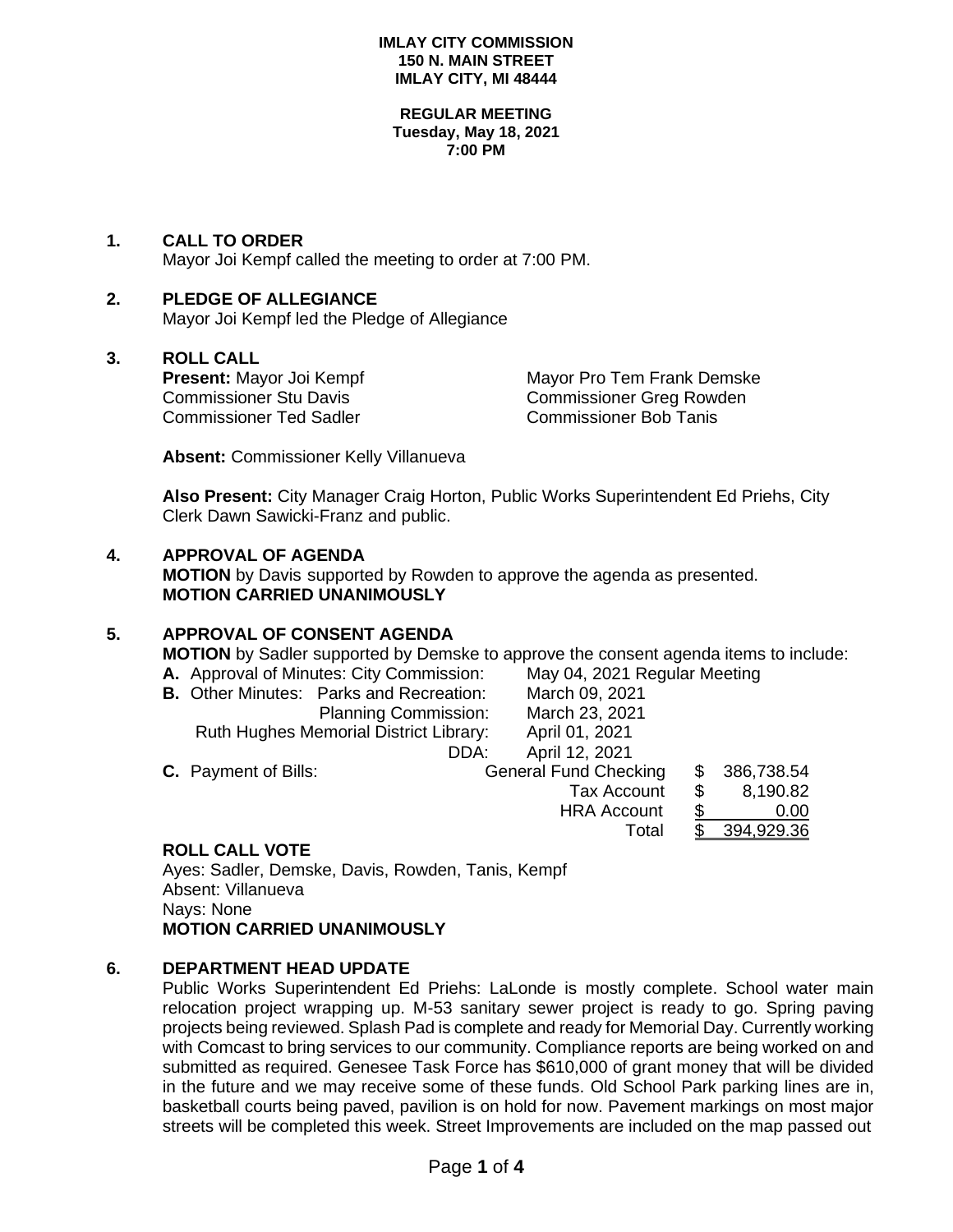**IMLAY CITY COMMISSION**
**150 N. MAIN STREET**
**IMLAY CITY, MI 48444**

**REGULAR MEETING**
**Tuesday, May 18, 2021**
**7:00 PM**

## 1. CALL TO ORDER

Mayor Joi Kempf called the meeting to order at 7:00 PM.

## 2. PLEDGE OF ALLEGIANCE

Mayor Joi Kempf led the Pledge of Allegiance

## 3. ROLL CALL

**Present:** Mayor Joi Kempf
Mayor Pro Tem Frank Demske
Commissioner Stu Davis
Commissioner Greg Rowden
Commissioner Ted Sadler
Commissioner Bob Tanis

**Absent:** Commissioner Kelly Villanueva

**Also Present:** City Manager Craig Horton, Public Works Superintendent Ed Priehs, City Clerk Dawn Sawicki-Franz and public.

## 4. APPROVAL OF AGENDA

**MOTION** by Davis supported by Rowden to approve the agenda as presented.
**MOTION CARRIED UNANIMOUSLY**

## 5. APPROVAL OF CONSENT AGENDA

**MOTION** by Sadler supported by Demske to approve the consent agenda items to include:

**A.** Approval of Minutes: City Commission: May 04, 2021 Regular Meeting

**B.** Other Minutes:

| | |
|---|---|
| Parks and Recreation: | March 09, 2021 |
| Planning Commission: | March 23, 2021 |
| Ruth Hughes Memorial District Library: | April 01, 2021 |
| DDA: | April 12, 2021 |

**C.** Payment of Bills:

| | | |
|---|---|---|
| General Fund Checking | $ | 386,738.54 |
| Tax Account | $ | 8,190.82 |
| HRA Account | $ | 0.00 |
| Total | $ | 394,929.36 |

**ROLL CALL VOTE**

Ayes: Sadler, Demske, Davis, Rowden, Tanis, Kempf
Absent: Villanueva
Nays: None
**MOTION CARRIED UNANIMOUSLY**

## 6. DEPARTMENT HEAD UPDATE

Public Works Superintendent Ed Priehs: LaLonde is mostly complete. School water main relocation project wrapping up. M-53 sanitary sewer project is ready to go. Spring paving projects being reviewed. Splash Pad is complete and ready for Memorial Day. Currently working with Comcast to bring services to our community. Compliance reports are being worked on and submitted as required. Genesee Task Force has $610,000 of grant money that will be divided in the future and we may receive some of these funds. Old School Park parking lines are in, basketball courts being paved, pavilion is on hold for now. Pavement markings on most major streets will be completed this week. Street Improvements are included on the map passed out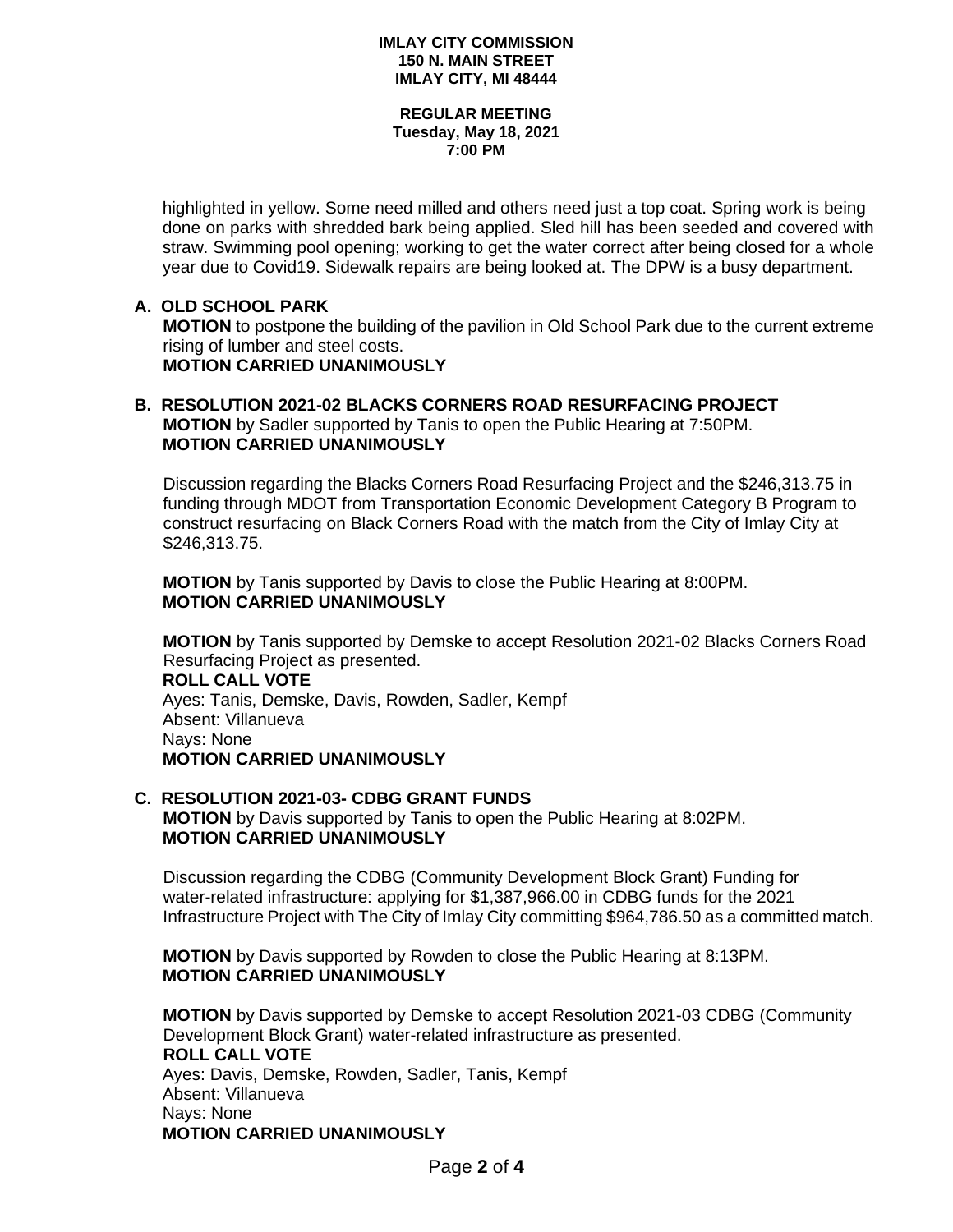highlighted in yellow. Some need milled and others need just a top coat. Spring work is being done on parks with shredded bark being applied. Sled hill has been seeded and covered with straw. Swimming pool opening; working to get the water correct after being closed for a whole year due to Covid19. Sidewalk repairs are being looked at. The DPW is a busy department.

### A. OLD SCHOOL PARK

**MOTION** to postpone the building of the pavilion in Old School Park due to the current extreme rising of lumber and steel costs.
**MOTION CARRIED UNANIMOUSLY**

### B. RESOLUTION 2021-02 BLACKS CORNERS ROAD RESURFACING PROJECT

**MOTION** by Sadler supported by Tanis to open the Public Hearing at 7:50PM.
**MOTION CARRIED UNANIMOUSLY**

Discussion regarding the Blacks Corners Road Resurfacing Project and the $246,313.75 in funding through MDOT from Transportation Economic Development Category B Program to construct resurfacing on Black Corners Road with the match from the City of Imlay City at $246,313.75.

**MOTION** by Tanis supported by Davis to close the Public Hearing at 8:00PM.
**MOTION CARRIED UNANIMOUSLY**

**MOTION** by Tanis supported by Demske to accept Resolution 2021-02 Blacks Corners Road Resurfacing Project as presented.
**ROLL CALL VOTE**
Ayes: Tanis, Demske, Davis, Rowden, Sadler, Kempf
Absent: Villanueva
Nays: None
**MOTION CARRIED UNANIMOUSLY**

### C. RESOLUTION 2021-03- CDBG GRANT FUNDS

**MOTION** by Davis supported by Tanis to open the Public Hearing at 8:02PM.
**MOTION CARRIED UNANIMOUSLY**

Discussion regarding the CDBG (Community Development Block Grant) Funding for water-related infrastructure: applying for $1,387,966.00 in CDBG funds for the 2021 Infrastructure Project with The City of Imlay City committing $964,786.50 as a committed match.

**MOTION** by Davis supported by Rowden to close the Public Hearing at 8:13PM.
**MOTION CARRIED UNANIMOUSLY**

**MOTION** by Davis supported by Demske to accept Resolution 2021-03 CDBG (Community Development Block Grant) water-related infrastructure as presented.
**ROLL CALL VOTE**
Ayes: Davis, Demske, Rowden, Sadler, Tanis, Kempf
Absent: Villanueva
Nays: None
**MOTION CARRIED UNANIMOUSLY**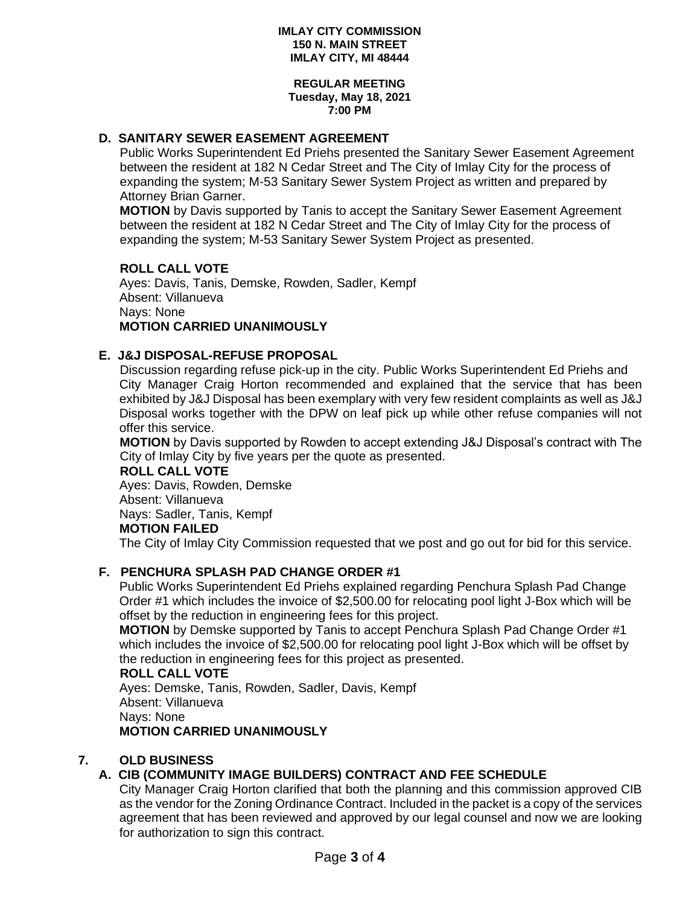**IMLAY CITY COMMISSION**
**150 N. MAIN STREET**
**IMLAY CITY, MI 48444**

**REGULAR MEETING**
**Tuesday, May 18, 2021**
**7:00 PM**

### D. SANITARY SEWER EASEMENT AGREEMENT

Public Works Superintendent Ed Priehs presented the Sanitary Sewer Easement Agreement between the resident at 182 N Cedar Street and The City of Imlay City for the process of expanding the system; M-53 Sanitary Sewer System Project as written and prepared by Attorney Brian Garner.

**MOTION** by Davis supported by Tanis to accept the Sanitary Sewer Easement Agreement between the resident at 182 N Cedar Street and The City of Imlay City for the process of expanding the system; M-53 Sanitary Sewer System Project as presented.

**ROLL CALL VOTE**
Ayes: Davis, Tanis, Demske, Rowden, Sadler, Kempf
Absent: Villanueva
Nays: None
**MOTION CARRIED UNANIMOUSLY**

### E. J&J DISPOSAL-REFUSE PROPOSAL

Discussion regarding refuse pick-up in the city. Public Works Superintendent Ed Priehs and City Manager Craig Horton recommended and explained that the service that has been exhibited by J&J Disposal has been exemplary with very few resident complaints as well as J&J Disposal works together with the DPW on leaf pick up while other refuse companies will not offer this service.

**MOTION** by Davis supported by Rowden to accept extending J&J Disposal's contract with The City of Imlay City by five years per the quote as presented.

**ROLL CALL VOTE**
Ayes: Davis, Rowden, Demske
Absent: Villanueva
Nays: Sadler, Tanis, Kempf
**MOTION FAILED**

The City of Imlay City Commission requested that we post and go out for bid for this service.

### F. PENCHURA SPLASH PAD CHANGE ORDER #1

Public Works Superintendent Ed Priehs explained regarding Penchura Splash Pad Change Order #1 which includes the invoice of $2,500.00 for relocating pool light J-Box which will be offset by the reduction in engineering fees for this project.

**MOTION** by Demske supported by Tanis to accept Penchura Splash Pad Change Order #1 which includes the invoice of $2,500.00 for relocating pool light J-Box which will be offset by the reduction in engineering fees for this project as presented.

**ROLL CALL VOTE**
Ayes: Demske, Tanis, Rowden, Sadler, Davis, Kempf
Absent: Villanueva
Nays: None
**MOTION CARRIED UNANIMOUSLY**

## 7. OLD BUSINESS

### A. CIB (COMMUNITY IMAGE BUILDERS) CONTRACT AND FEE SCHEDULE

City Manager Craig Horton clarified that both the planning and this commission approved CIB as the vendor for the Zoning Ordinance Contract. Included in the packet is a copy of the services agreement that has been reviewed and approved by our legal counsel and now we are looking for authorization to sign this contract.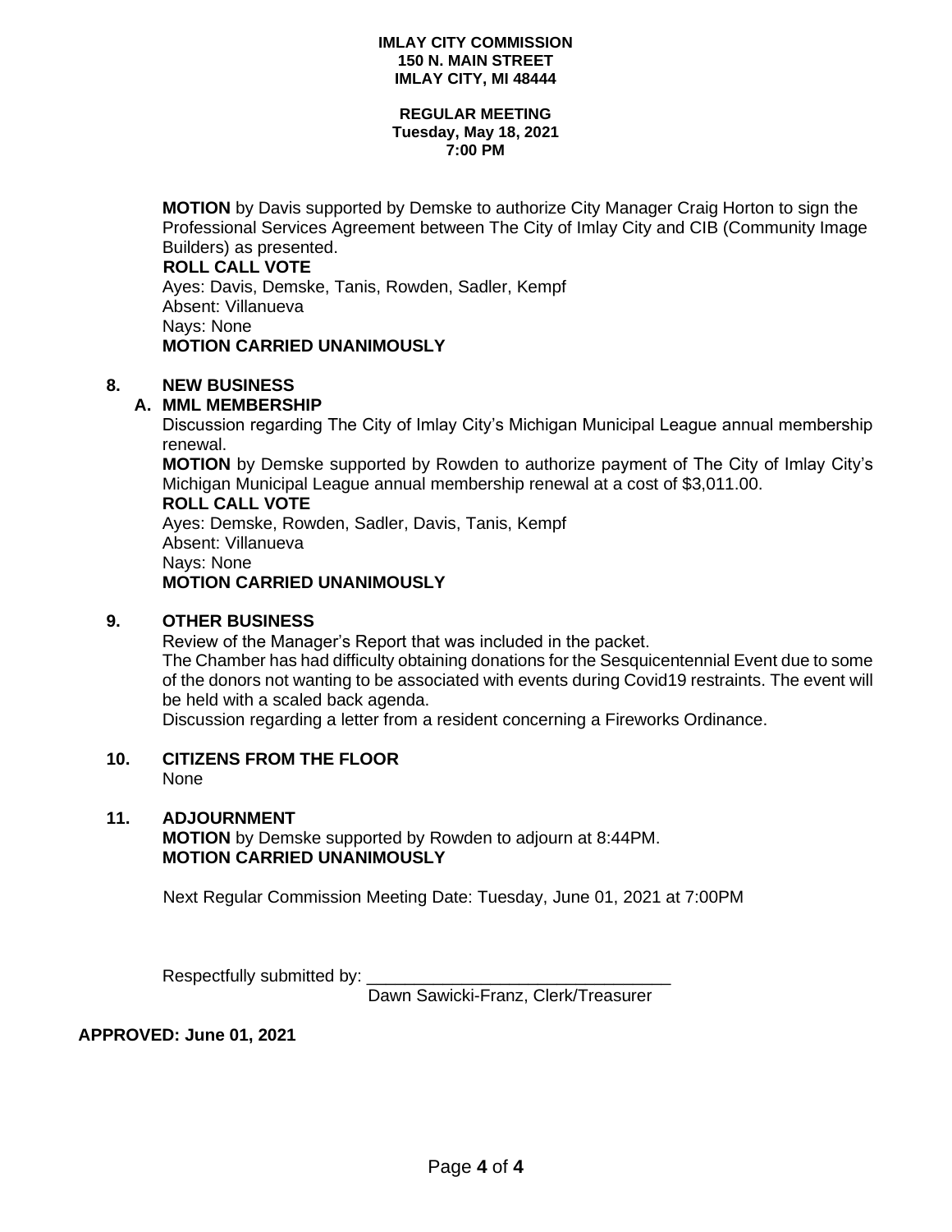**IMLAY CITY COMMISSION**
**150 N. MAIN STREET**
**IMLAY CITY, MI 48444**

**REGULAR MEETING**
**Tuesday, May 18, 2021**
**7:00 PM**

**MOTION** by Davis supported by Demske to authorize City Manager Craig Horton to sign the Professional Services Agreement between The City of Imlay City and CIB (Community Image Builders) as presented.
**ROLL CALL VOTE**
Ayes: Davis, Demske, Tanis, Rowden, Sadler, Kempf
Absent: Villanueva
Nays: None
**MOTION CARRIED UNANIMOUSLY**

## 8. NEW BUSINESS

### A. MML MEMBERSHIP

Discussion regarding The City of Imlay City's Michigan Municipal League annual membership renewal.

**MOTION** by Demske supported by Rowden to authorize payment of The City of Imlay City's Michigan Municipal League annual membership renewal at a cost of $3,011.00.
**ROLL CALL VOTE**
Ayes: Demske, Rowden, Sadler, Davis, Tanis, Kempf
Absent: Villanueva
Nays: None
**MOTION CARRIED UNANIMOUSLY**

## 9. OTHER BUSINESS

Review of the Manager's Report that was included in the packet.
The Chamber has had difficulty obtaining donations for the Sesquicentennial Event due to some of the donors not wanting to be associated with events during Covid19 restraints. The event will be held with a scaled back agenda.
Discussion regarding a letter from a resident concerning a Fireworks Ordinance.

## 10. CITIZENS FROM THE FLOOR

None

## 11. ADJOURNMENT

**MOTION** by Demske supported by Rowden to adjourn at 8:44PM.
**MOTION CARRIED UNANIMOUSLY**

Next Regular Commission Meeting Date: Tuesday, June 01, 2021 at 7:00PM

Respectfully submitted by: ________________________________
Dawn Sawicki-Franz, Clerk/Treasurer

**APPROVED: June 01, 2021**